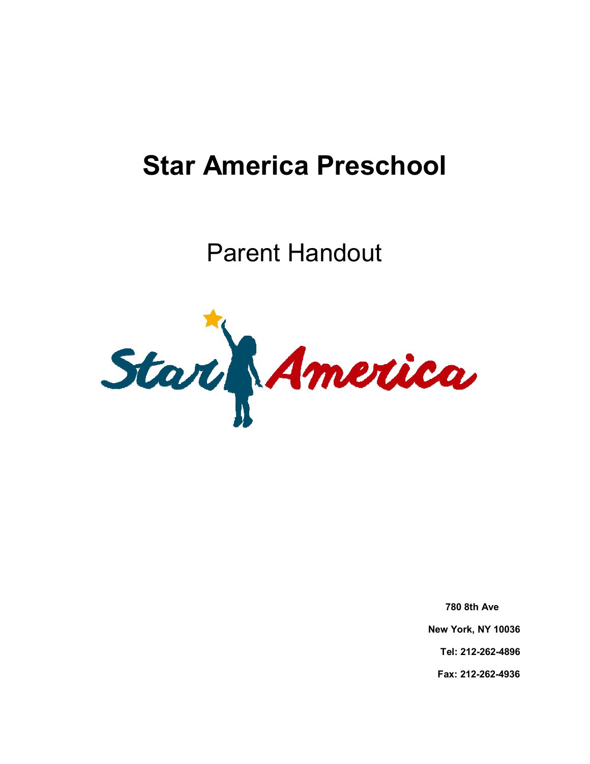# Star America Preschool

## Parent Handout

**780 8th Ave**

**New York, NY 10036**

**Tel: 212-262-4896**

**Fax: 212-262-4936**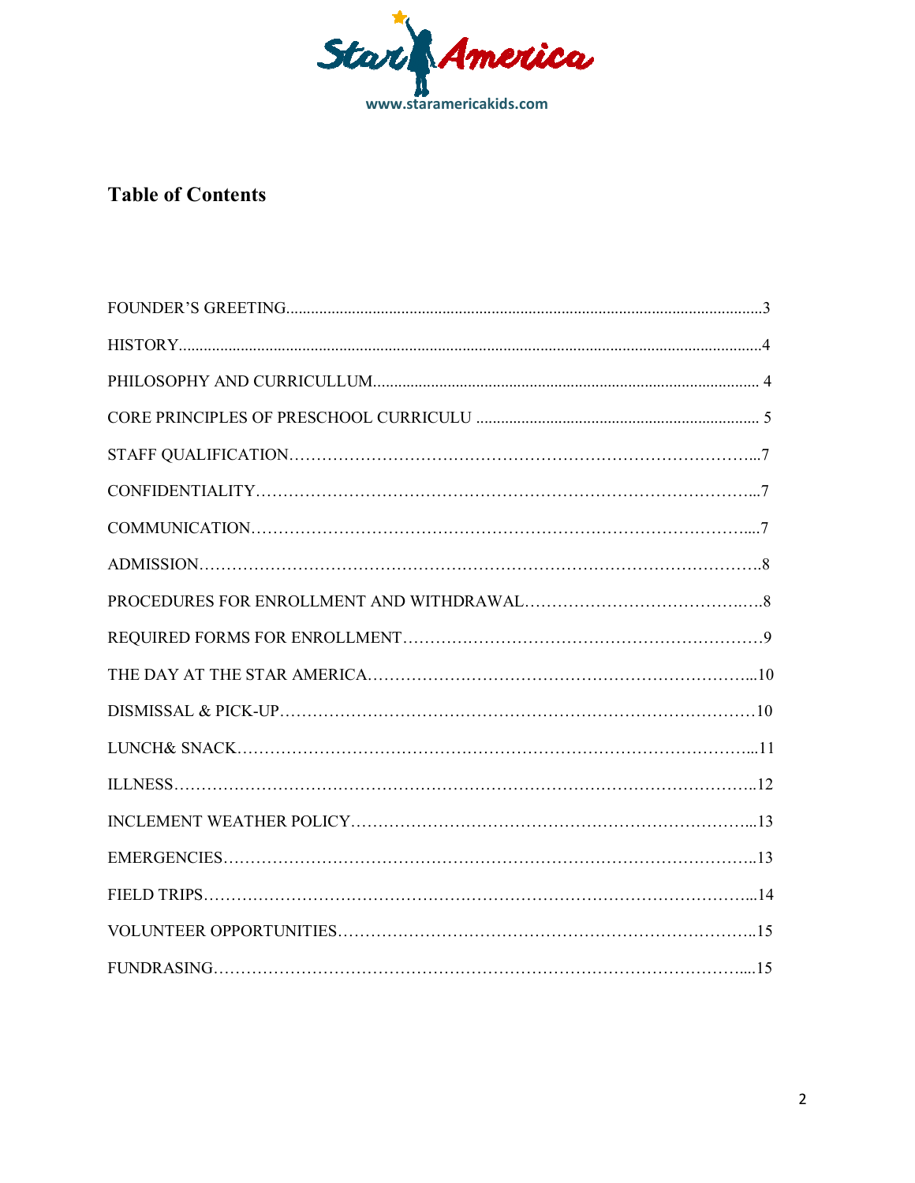Star America

www.staramericakids.com

# Table of Contents

FOUNDER'S GREETING....................................................................................................................3

HISTORY.............................................................................................................................................4

PHILOSOPHY AND CURRICULLUM............................................................................................... 4

CORE PRINCIPLES OF PRESCHOOL CURRICULU ..................................................................... 5

STAFF QUALIFICATION…………………………………………………………………………...7

CONFIDENTIALITY……………………………………………………………………………...7

COMMUNICATION……………………………………………………………………………....7

ADMISSION……………………………………………………………………………………….8

PROCEDURES FOR ENROLLMENT AND WITHDRAWAL……………………………………..8

REQUIRED FORMS FOR ENROLLMENT………………………………………………………9

THE DAY AT THE STAR AMERICA……………………………………………………………...10

DISMISSAL & PICK-UP……………………………………………………………………………10

LUNCH& SNACK………………………………………………………………………………...11

ILLNESS…………………………………………………………………………………………..12

INCLEMENT WEATHER POLICY……………………………………………………………...13

EMERGENCIES…………………………………………………………………………………..13

FIELD TRIPS………………………………………………………………………………………...14

VOLUNTEER OPPORTUNITIES………………………………………………………………..15

FUNDRASING……………………………………………………………………………………....15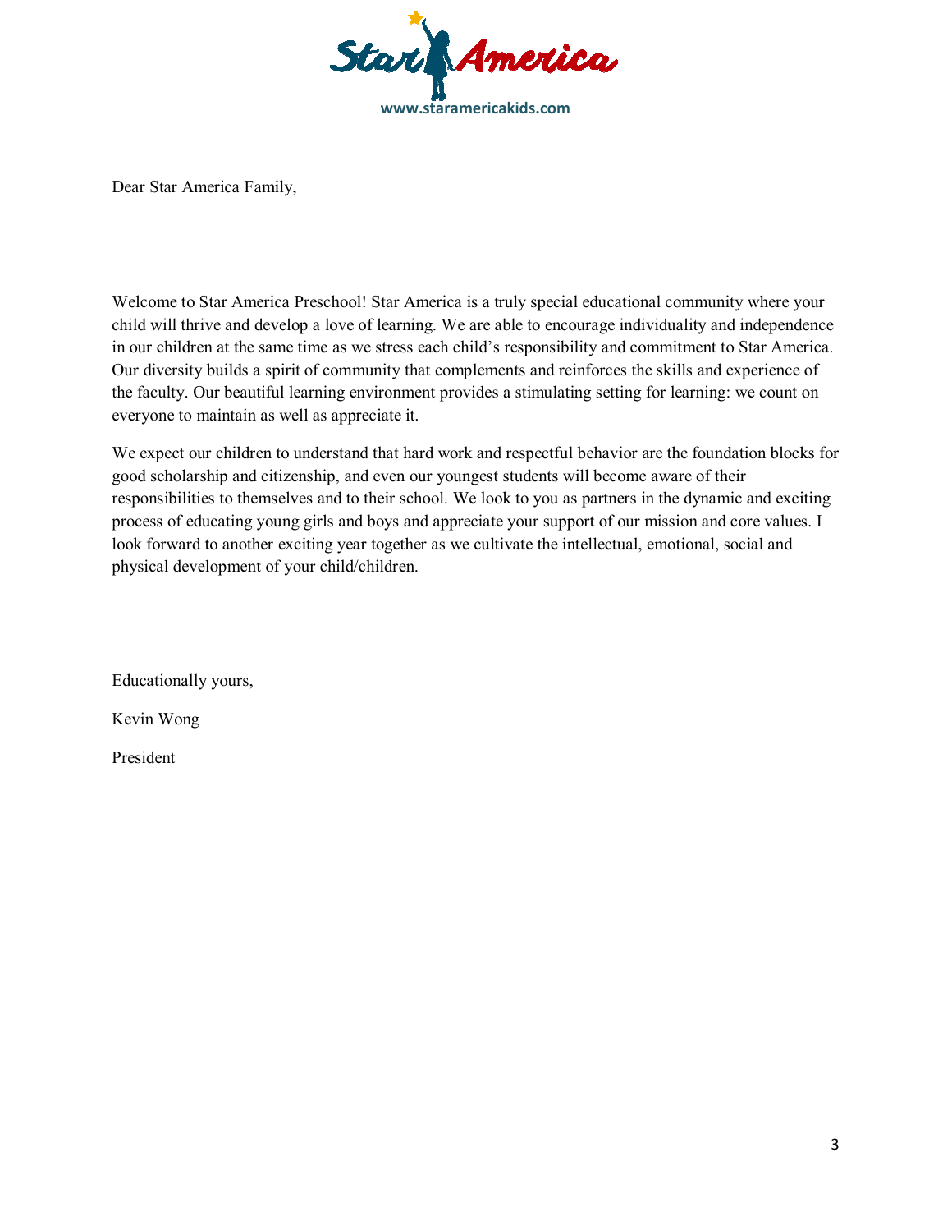Star America

www.staramericakids.com

Dear Star America Family,

Welcome to Star America Preschool! Star America is a truly special educational community where your child will thrive and develop a love of learning. We are able to encourage individuality and independence in our children at the same time as we stress each child's responsibility and commitment to Star America. Our diversity builds a spirit of community that complements and reinforces the skills and experience of the faculty. Our beautiful learning environment provides a stimulating setting for learning: we count on everyone to maintain as well as appreciate it.

We expect our children to understand that hard work and respectful behavior are the foundation blocks for good scholarship and citizenship, and even our youngest students will become aware of their responsibilities to themselves and to their school. We look to you as partners in the dynamic and exciting process of educating young girls and boys and appreciate your support of our mission and core values. I look forward to another exciting year together as we cultivate the intellectual, emotional, social and physical development of your child/children.

Educationally yours,

Kevin Wong

President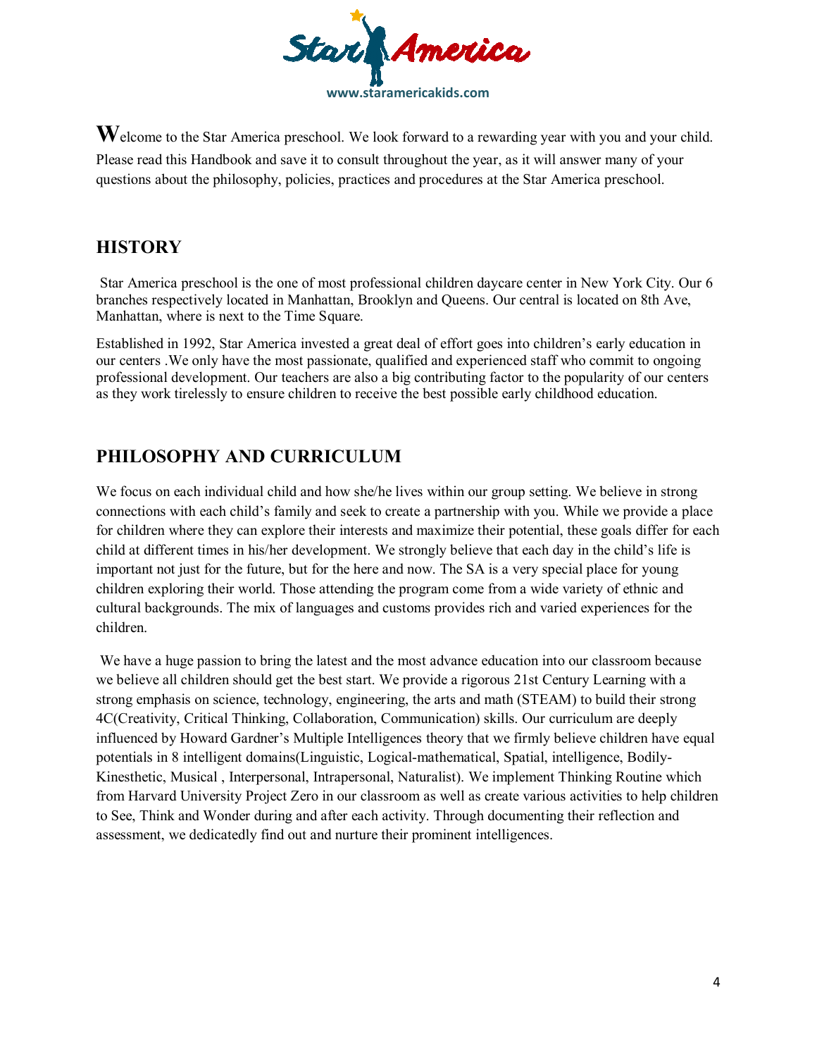Star America

www.staramericakids.com

**W**elcome to the Star America preschool. We look forward to a rewarding year with you and your child. Please read this Handbook and save it to consult throughout the year, as it will answer many of your questions about the philosophy, policies, practices and procedures at the Star America preschool.

## HISTORY

Star America preschool is the one of most professional children daycare center in New York City. Our 6 branches respectively located in Manhattan, Brooklyn and Queens. Our central is located on 8th Ave, Manhattan, where is next to the Time Square.

Established in 1992, Star America invested a great deal of effort goes into children's early education in our centers .We only have the most passionate, qualified and experienced staff who commit to ongoing professional development. Our teachers are also a big contributing factor to the popularity of our centers as they work tirelessly to ensure children to receive the best possible early childhood education.

## PHILOSOPHY AND CURRICULUM

We focus on each individual child and how she/he lives within our group setting. We believe in strong connections with each child's family and seek to create a partnership with you. While we provide a place for children where they can explore their interests and maximize their potential, these goals differ for each child at different times in his/her development. We strongly believe that each day in the child's life is important not just for the future, but for the here and now. The SA is a very special place for young children exploring their world. Those attending the program come from a wide variety of ethnic and cultural backgrounds. The mix of languages and customs provides rich and varied experiences for the children.

We have a huge passion to bring the latest and the most advance education into our classroom because we believe all children should get the best start. We provide a rigorous 21st Century Learning with a strong emphasis on science, technology, engineering, the arts and math (STEAM) to build their strong 4C(Creativity, Critical Thinking, Collaboration, Communication) skills. Our curriculum are deeply influenced by Howard Gardner's Multiple Intelligences theory that we firmly believe children have equal potentials in 8 intelligent domains(Linguistic, Logical-mathematical, Spatial, intelligence, Bodily-Kinesthetic, Musical , Interpersonal, Intrapersonal, Naturalist). We implement Thinking Routine which from Harvard University Project Zero in our classroom as well as create various activities to help children to See, Think and Wonder during and after each activity. Through documenting their reflection and assessment, we dedicatedly find out and nurture their prominent intelligences.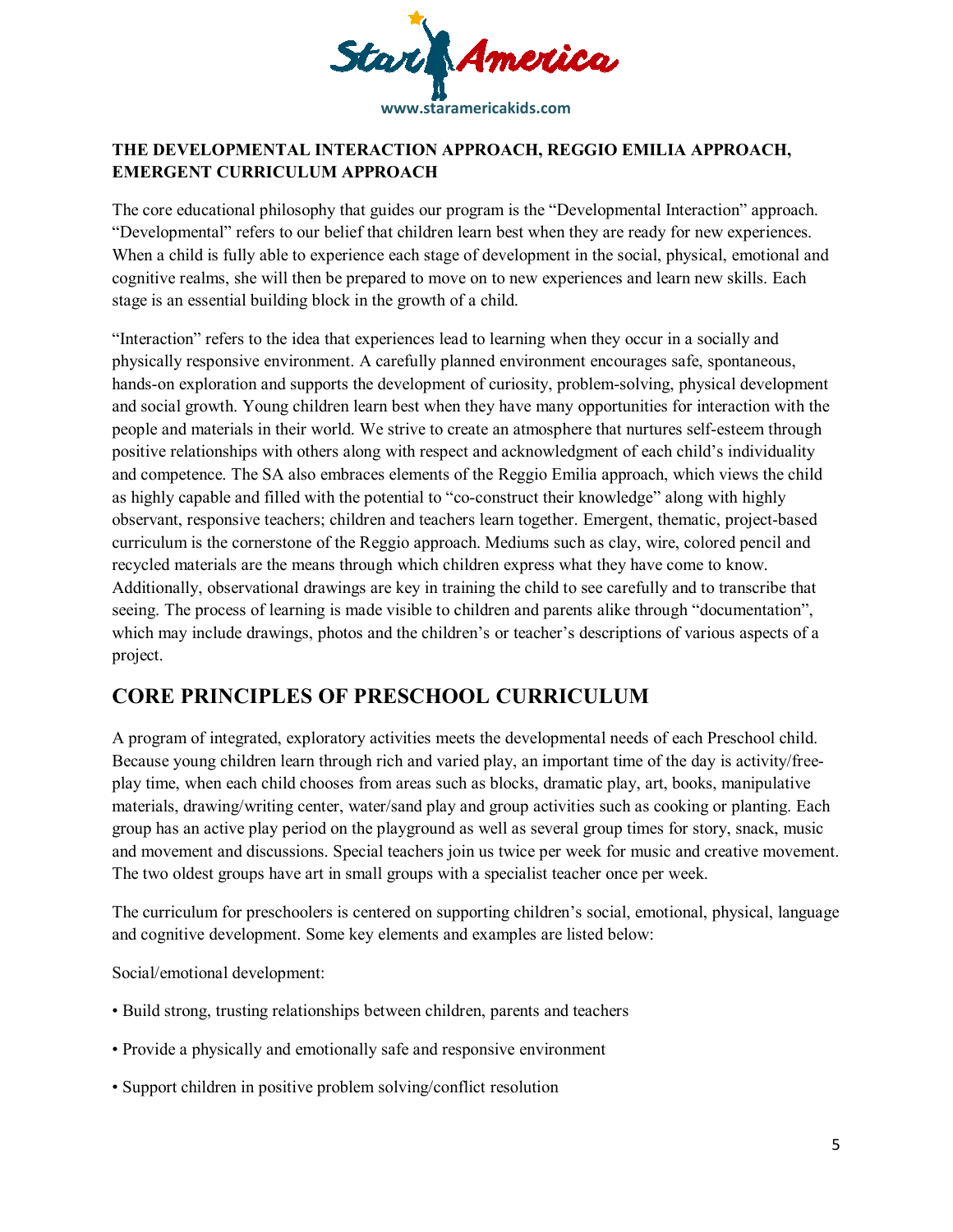**THE DEVELOPMENTAL INTERACTION APPROACH, REGGIO EMILIA APPROACH, EMERGENT CURRICULUM APPROACH**

The core educational philosophy that guides our program is the "Developmental Interaction" approach. "Developmental" refers to our belief that children learn best when they are ready for new experiences. When a child is fully able to experience each stage of development in the social, physical, emotional and cognitive realms, she will then be prepared to move on to new experiences and learn new skills. Each stage is an essential building block in the growth of a child.

"Interaction" refers to the idea that experiences lead to learning when they occur in a socially and physically responsive environment. A carefully planned environment encourages safe, spontaneous, hands-on exploration and supports the development of curiosity, problem-solving, physical development and social growth. Young children learn best when they have many opportunities for interaction with the people and materials in their world. We strive to create an atmosphere that nurtures self-esteem through positive relationships with others along with respect and acknowledgment of each child's individuality and competence. The SA also embraces elements of the Reggio Emilia approach, which views the child as highly capable and filled with the potential to "co-construct their knowledge" along with highly observant, responsive teachers; children and teachers learn together. Emergent, thematic, project-based curriculum is the cornerstone of the Reggio approach. Mediums such as clay, wire, colored pencil and recycled materials are the means through which children express what they have come to know. Additionally, observational drawings are key in training the child to see carefully and to transcribe that seeing. The process of learning is made visible to children and parents alike through "documentation", which may include drawings, photos and the children's or teacher's descriptions of various aspects of a project.

## CORE PRINCIPLES OF PRESCHOOL CURRICULUM

A program of integrated, exploratory activities meets the developmental needs of each Preschool child. Because young children learn through rich and varied play, an important time of the day is activity/free-play time, when each child chooses from areas such as blocks, dramatic play, art, books, manipulative materials, drawing/writing center, water/sand play and group activities such as cooking or planting. Each group has an active play period on the playground as well as several group times for story, snack, music and movement and discussions. Special teachers join us twice per week for music and creative movement. The two oldest groups have art in small groups with a specialist teacher once per week.

The curriculum for preschoolers is centered on supporting children's social, emotional, physical, language and cognitive development. Some key elements and examples are listed below:

Social/emotional development:

- Build strong, trusting relationships between children, parents and teachers
- Provide a physically and emotionally safe and responsive environment
- Support children in positive problem solving/conflict resolution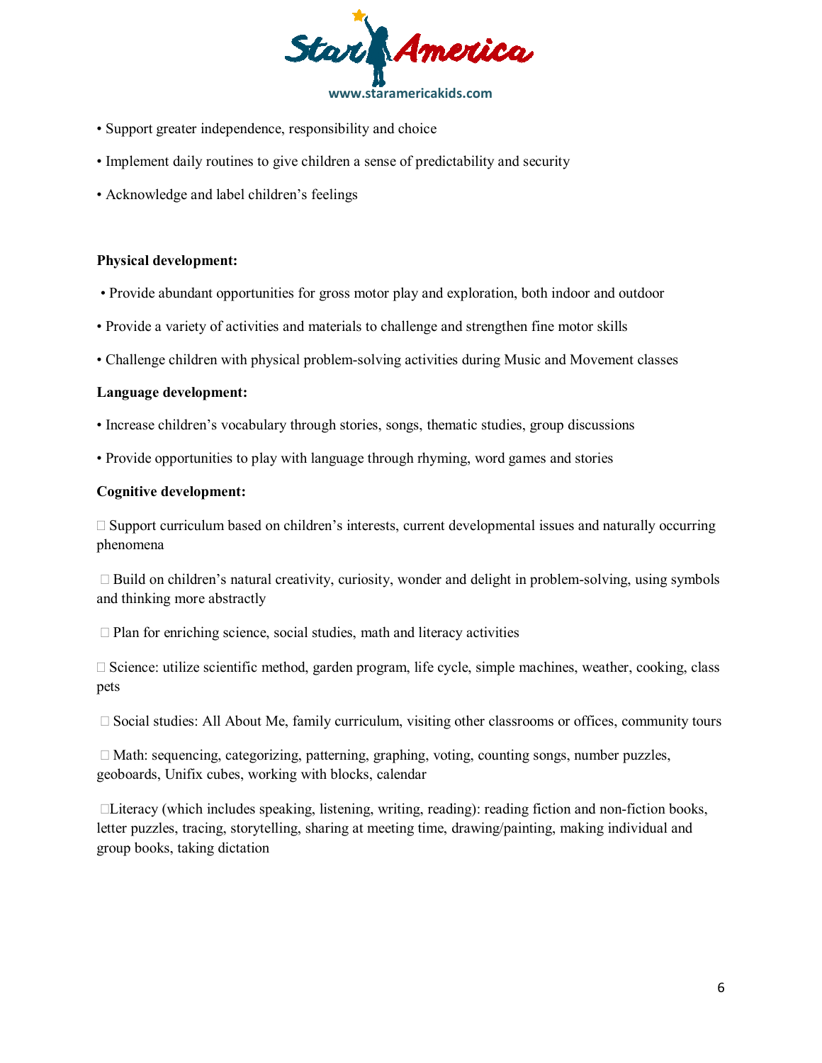- Support greater independence, responsibility and choice
- Implement daily routines to give children a sense of predictability and security
- Acknowledge and label children's feelings

**Physical development:**

- Provide abundant opportunities for gross motor play and exploration, both indoor and outdoor
- Provide a variety of activities and materials to challenge and strengthen fine motor skills
- Challenge children with physical problem-solving activities during Music and Movement classes

**Language development:**

- Increase children's vocabulary through stories, songs, thematic studies, group discussions
- Provide opportunities to play with language through rhyming, word games and stories

**Cognitive development:**

- Support curriculum based on children's interests, current developmental issues and naturally occurring phenomena
- Build on children's natural creativity, curiosity, wonder and delight in problem-solving, using symbols and thinking more abstractly
- Plan for enriching science, social studies, math and literacy activities
- Science: utilize scientific method, garden program, life cycle, simple machines, weather, cooking, class pets
- Social studies: All About Me, family curriculum, visiting other classrooms or offices, community tours
- Math: sequencing, categorizing, patterning, graphing, voting, counting songs, number puzzles, geoboards, Unifix cubes, working with blocks, calendar
- Literacy (which includes speaking, listening, writing, reading): reading fiction and non-fiction books, letter puzzles, tracing, storytelling, sharing at meeting time, drawing/painting, making individual and group books, taking dictation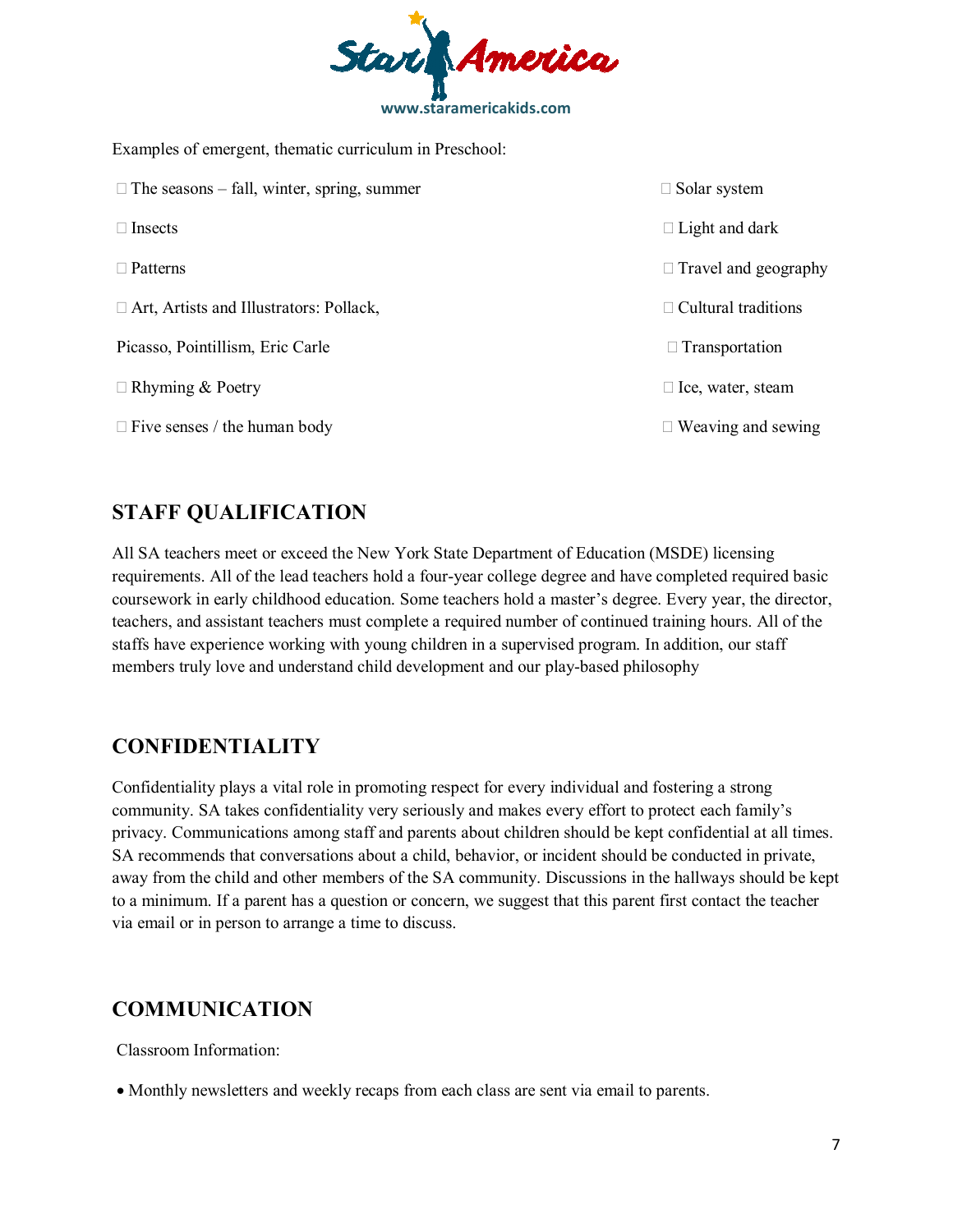Examples of emergent, thematic curriculum in Preschool:

- The seasons – fall, winter, spring, summer
- Insects
- Patterns
- Art, Artists and Illustrators: Pollack, Picasso, Pointillism, Eric Carle
- Rhyming & Poetry
- Five senses / the human body
- Solar system
- Light and dark
- Travel and geography
- Cultural traditions
- Transportation
- Ice, water, steam
- Weaving and sewing

## STAFF QUALIFICATION

All SA teachers meet or exceed the New York State Department of Education (MSDE) licensing requirements. All of the lead teachers hold a four-year college degree and have completed required basic coursework in early childhood education. Some teachers hold a master's degree. Every year, the director, teachers, and assistant teachers must complete a required number of continued training hours. All of the staffs have experience working with young children in a supervised program. In addition, our staff members truly love and understand child development and our play-based philosophy

## CONFIDENTIALITY

Confidentiality plays a vital role in promoting respect for every individual and fostering a strong community. SA takes confidentiality very seriously and makes every effort to protect each family's privacy. Communications among staff and parents about children should be kept confidential at all times. SA recommends that conversations about a child, behavior, or incident should be conducted in private, away from the child and other members of the SA community. Discussions in the hallways should be kept to a minimum. If a parent has a question or concern, we suggest that this parent first contact the teacher via email or in person to arrange a time to discuss.

## COMMUNICATION

Classroom Information:

- Monthly newsletters and weekly recaps from each class are sent via email to parents.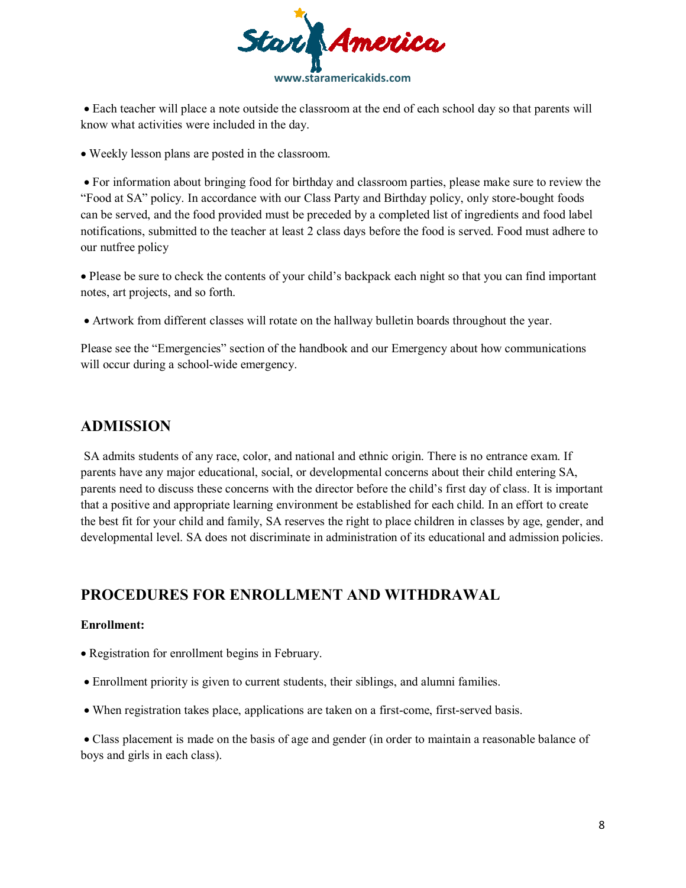- Each teacher will place a note outside the classroom at the end of each school day so that parents will know what activities were included in the day.

- Weekly lesson plans are posted in the classroom.

- For information about bringing food for birthday and classroom parties, please make sure to review the "Food at SA" policy. In accordance with our Class Party and Birthday policy, only store-bought foods can be served, and the food provided must be preceded by a completed list of ingredients and food label notifications, submitted to the teacher at least 2 class days before the food is served. Food must adhere to our nutfree policy

- Please be sure to check the contents of your child's backpack each night so that you can find important notes, art projects, and so forth.

- Artwork from different classes will rotate on the hallway bulletin boards throughout the year.

Please see the "Emergencies" section of the handbook and our Emergency about how communications will occur during a school-wide emergency.

## ADMISSION

SA admits students of any race, color, and national and ethnic origin. There is no entrance exam. If parents have any major educational, social, or developmental concerns about their child entering SA, parents need to discuss these concerns with the director before the child's first day of class. It is important that a positive and appropriate learning environment be established for each child. In an effort to create the best fit for your child and family, SA reserves the right to place children in classes by age, gender, and developmental level. SA does not discriminate in administration of its educational and admission policies.

## PROCEDURES FOR ENROLLMENT AND WITHDRAWAL

**Enrollment:**

- Registration for enrollment begins in February.

- Enrollment priority is given to current students, their siblings, and alumni families.

- When registration takes place, applications are taken on a first-come, first-served basis.

- Class placement is made on the basis of age and gender (in order to maintain a reasonable balance of boys and girls in each class).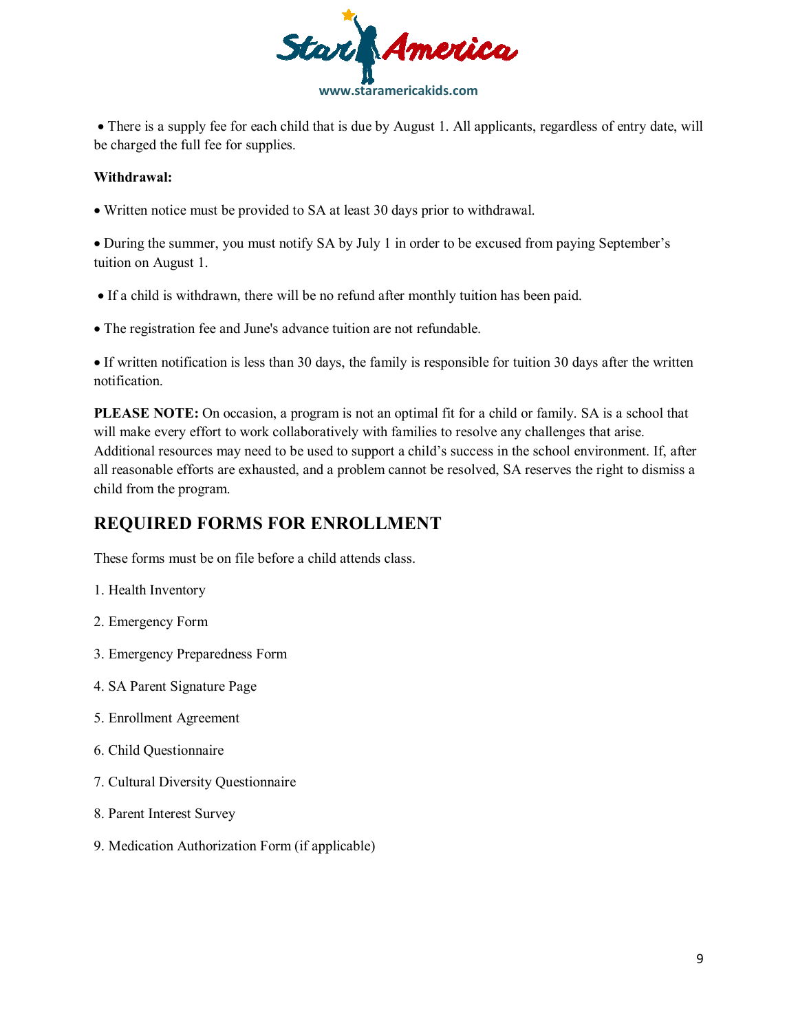- There is a supply fee for each child that is due by August 1. All applicants, regardless of entry date, will be charged the full fee for supplies.

**Withdrawal:**

- Written notice must be provided to SA at least 30 days prior to withdrawal.
- During the summer, you must notify SA by July 1 in order to be excused from paying September's tuition on August 1.
- If a child is withdrawn, there will be no refund after monthly tuition has been paid.
- The registration fee and June's advance tuition are not refundable.
- If written notification is less than 30 days, the family is responsible for tuition 30 days after the written notification.

**PLEASE NOTE:** On occasion, a program is not an optimal fit for a child or family. SA is a school that will make every effort to work collaboratively with families to resolve any challenges that arise. Additional resources may need to be used to support a child's success in the school environment. If, after all reasonable efforts are exhausted, and a problem cannot be resolved, SA reserves the right to dismiss a child from the program.

## REQUIRED FORMS FOR ENROLLMENT

These forms must be on file before a child attends class.

1. Health Inventory
2. Emergency Form
3. Emergency Preparedness Form
4. SA Parent Signature Page
5. Enrollment Agreement
6. Child Questionnaire
7. Cultural Diversity Questionnaire
8. Parent Interest Survey
9. Medication Authorization Form (if applicable)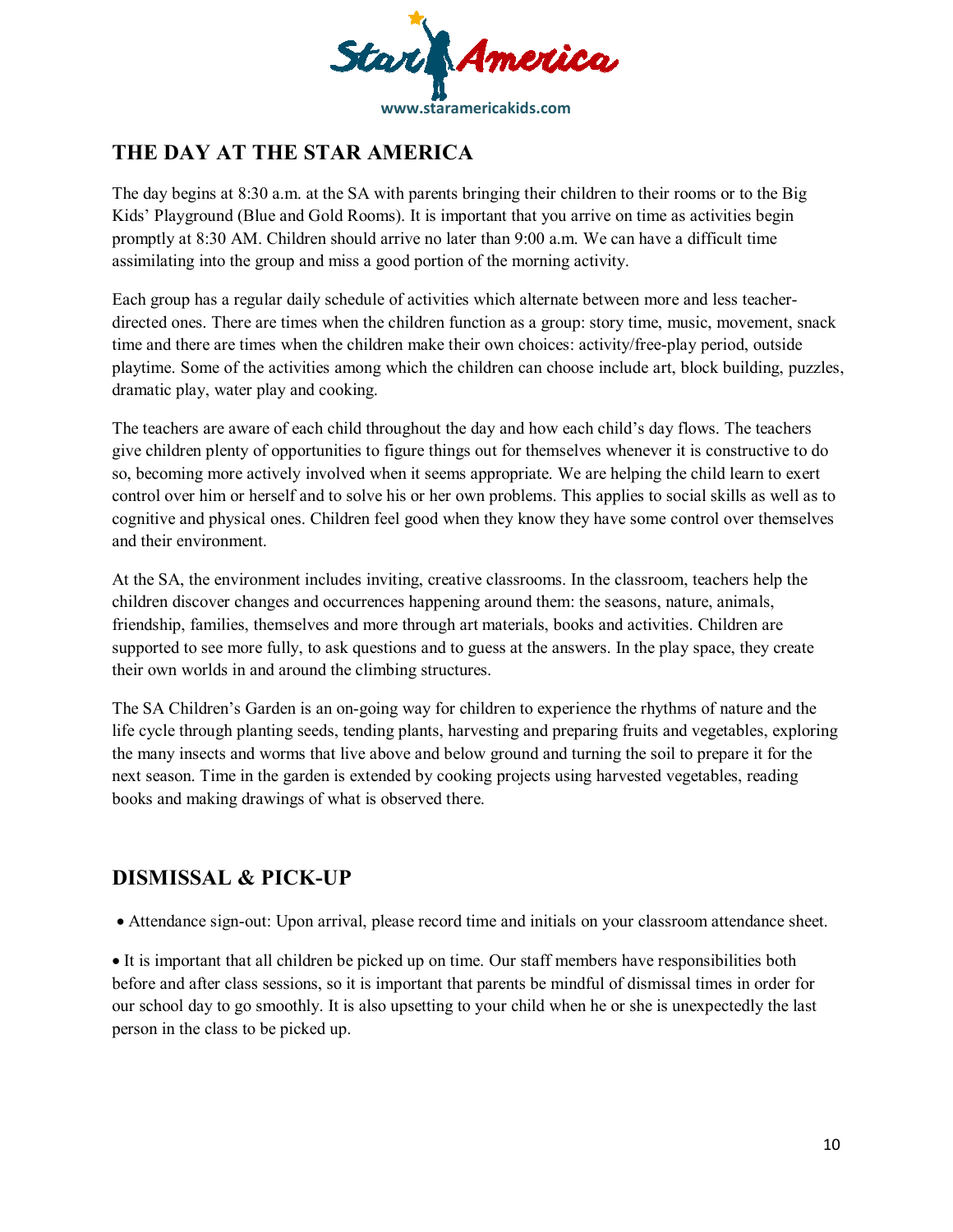## THE DAY AT THE STAR AMERICA

The day begins at 8:30 a.m. at the SA with parents bringing their children to their rooms or to the Big Kids' Playground (Blue and Gold Rooms). It is important that you arrive on time as activities begin promptly at 8:30 AM. Children should arrive no later than 9:00 a.m. We can have a difficult time assimilating into the group and miss a good portion of the morning activity.

Each group has a regular daily schedule of activities which alternate between more and less teacher-directed ones. There are times when the children function as a group: story time, music, movement, snack time and there are times when the children make their own choices: activity/free-play period, outside playtime. Some of the activities among which the children can choose include art, block building, puzzles, dramatic play, water play and cooking.

The teachers are aware of each child throughout the day and how each child's day flows. The teachers give children plenty of opportunities to figure things out for themselves whenever it is constructive to do so, becoming more actively involved when it seems appropriate. We are helping the child learn to exert control over him or herself and to solve his or her own problems. This applies to social skills as well as to cognitive and physical ones. Children feel good when they know they have some control over themselves and their environment.

At the SA, the environment includes inviting, creative classrooms. In the classroom, teachers help the children discover changes and occurrences happening around them: the seasons, nature, animals, friendship, families, themselves and more through art materials, books and activities. Children are supported to see more fully, to ask questions and to guess at the answers. In the play space, they create their own worlds in and around the climbing structures.

The SA Children's Garden is an on-going way for children to experience the rhythms of nature and the life cycle through planting seeds, tending plants, harvesting and preparing fruits and vegetables, exploring the many insects and worms that live above and below ground and turning the soil to prepare it for the next season. Time in the garden is extended by cooking projects using harvested vegetables, reading books and making drawings of what is observed there.

## DISMISSAL & PICK-UP

- Attendance sign-out: Upon arrival, please record time and initials on your classroom attendance sheet.

- It is important that all children be picked up on time. Our staff members have responsibilities both before and after class sessions, so it is important that parents be mindful of dismissal times in order for our school day to go smoothly. It is also upsetting to your child when he or she is unexpectedly the last person in the class to be picked up.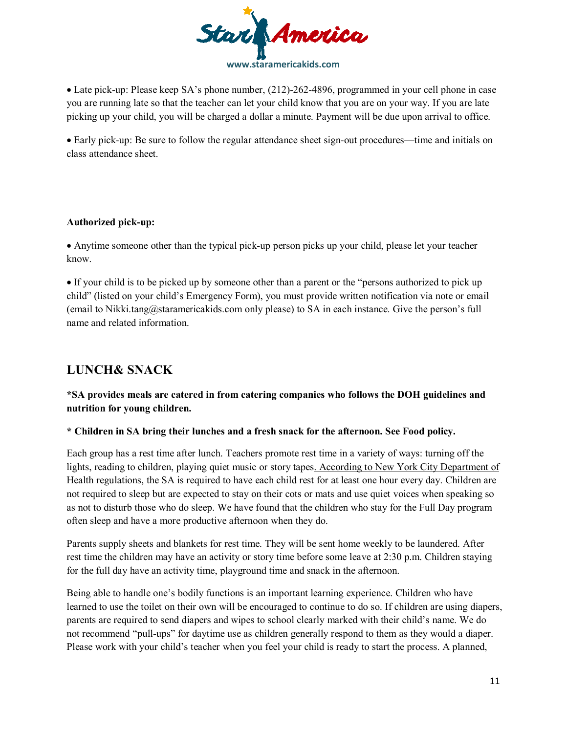• Late pick-up: Please keep SA's phone number, (212)-262-4896, programmed in your cell phone in case you are running late so that the teacher can let your child know that you are on your way. If you are late picking up your child, you will be charged a dollar a minute. Payment will be due upon arrival to office.

• Early pick-up: Be sure to follow the regular attendance sheet sign-out procedures—time and initials on class attendance sheet.

**Authorized pick-up:**

• Anytime someone other than the typical pick-up person picks up your child, please let your teacher know.

• If your child is to be picked up by someone other than a parent or the "persons authorized to pick up child" (listed on your child's Emergency Form), you must provide written notification via note or email (email to Nikki.tang@staramericakids.com only please) to SA in each instance. Give the person's full name and related information.

## LUNCH& SNACK

**\*SA provides meals are catered in from catering companies who follows the DOH guidelines and nutrition for young children.**

**\* Children in SA bring their lunches and a fresh snack for the afternoon. See Food policy.**

Each group has a rest time after lunch. Teachers promote rest time in a variety of ways: turning off the lights, reading to children, playing quiet music or story tapes<u>. According to New York City Department of Health regulations, the SA is required to have each child rest for at least one hour every day.</u> Children are not required to sleep but are expected to stay on their cots or mats and use quiet voices when speaking so as not to disturb those who do sleep. We have found that the children who stay for the Full Day program often sleep and have a more productive afternoon when they do.

Parents supply sheets and blankets for rest time. They will be sent home weekly to be laundered. After rest time the children may have an activity or story time before some leave at 2:30 p.m. Children staying for the full day have an activity time, playground time and snack in the afternoon.

Being able to handle one's bodily functions is an important learning experience. Children who have learned to use the toilet on their own will be encouraged to continue to do so. If children are using diapers, parents are required to send diapers and wipes to school clearly marked with their child's name. We do not recommend "pull-ups" for daytime use as children generally respond to them as they would a diaper. Please work with your child's teacher when you feel your child is ready to start the process. A planned,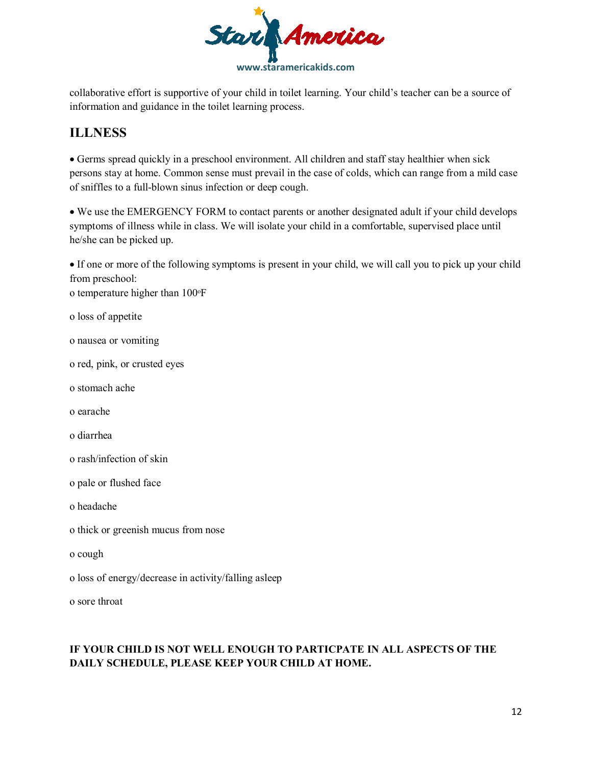collaborative effort is supportive of your child in toilet learning. Your child's teacher can be a source of information and guidance in the toilet learning process.

## ILLNESS

• Germs spread quickly in a preschool environment. All children and staff stay healthier when sick persons stay at home. Common sense must prevail in the case of colds, which can range from a mild case of sniffles to a full-blown sinus infection or deep cough.

• We use the EMERGENCY FORM to contact parents or another designated adult if your child develops symptoms of illness while in class. We will isolate your child in a comfortable, supervised place until he/she can be picked up.

• If one or more of the following symptoms is present in your child, we will call you to pick up your child from preschool:

- temperature higher than 100°F
- loss of appetite
- nausea or vomiting
- red, pink, or crusted eyes
- stomach ache
- earache
- diarrhea
- rash/infection of skin
- pale or flushed face
- headache
- thick or greenish mucus from nose
- cough
- loss of energy/decrease in activity/falling asleep
- sore throat

**IF YOUR CHILD IS NOT WELL ENOUGH TO PARTICPATE IN ALL ASPECTS OF THE DAILY SCHEDULE, PLEASE KEEP YOUR CHILD AT HOME.**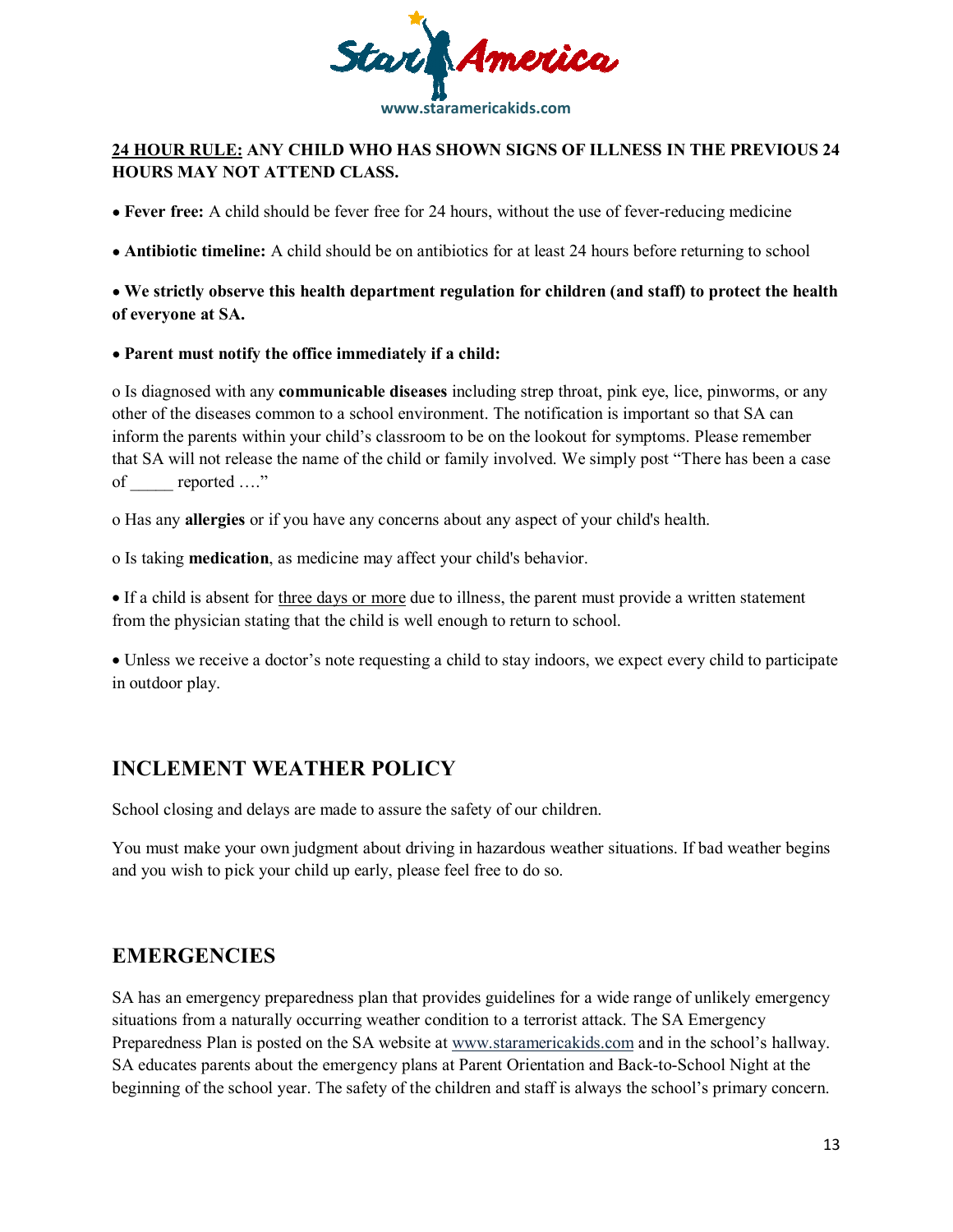**24 HOUR RULE: ANY CHILD WHO HAS SHOWN SIGNS OF ILLNESS IN THE PREVIOUS 24 HOURS MAY NOT ATTEND CLASS.**

- **Fever free:** A child should be fever free for 24 hours, without the use of fever-reducing medicine
- **Antibiotic timeline:** A child should be on antibiotics for at least 24 hours before returning to school
- **We strictly observe this health department regulation for children (and staff) to protect the health of everyone at SA.**
- **Parent must notify the office immediately if a child:**

o Is diagnosed with any **communicable diseases** including strep throat, pink eye, lice, pinworms, or any other of the diseases common to a school environment. The notification is important so that SA can inform the parents within your child's classroom to be on the lookout for symptoms. Please remember that SA will not release the name of the child or family involved. We simply post "There has been a case of _____ reported …."

o Has any **allergies** or if you have any concerns about any aspect of your child's health.

o Is taking **medication**, as medicine may affect your child's behavior.

- If a child is absent for three days or more due to illness, the parent must provide a written statement from the physician stating that the child is well enough to return to school.
- Unless we receive a doctor's note requesting a child to stay indoors, we expect every child to participate in outdoor play.

## INCLEMENT WEATHER POLICY

School closing and delays are made to assure the safety of our children.

You must make your own judgment about driving in hazardous weather situations. If bad weather begins and you wish to pick your child up early, please feel free to do so.

## EMERGENCIES

SA has an emergency preparedness plan that provides guidelines for a wide range of unlikely emergency situations from a naturally occurring weather condition to a terrorist attack. The SA Emergency Preparedness Plan is posted on the SA website at www.staramericakids.com and in the school's hallway. SA educates parents about the emergency plans at Parent Orientation and Back-to-School Night at the beginning of the school year. The safety of the children and staff is always the school's primary concern.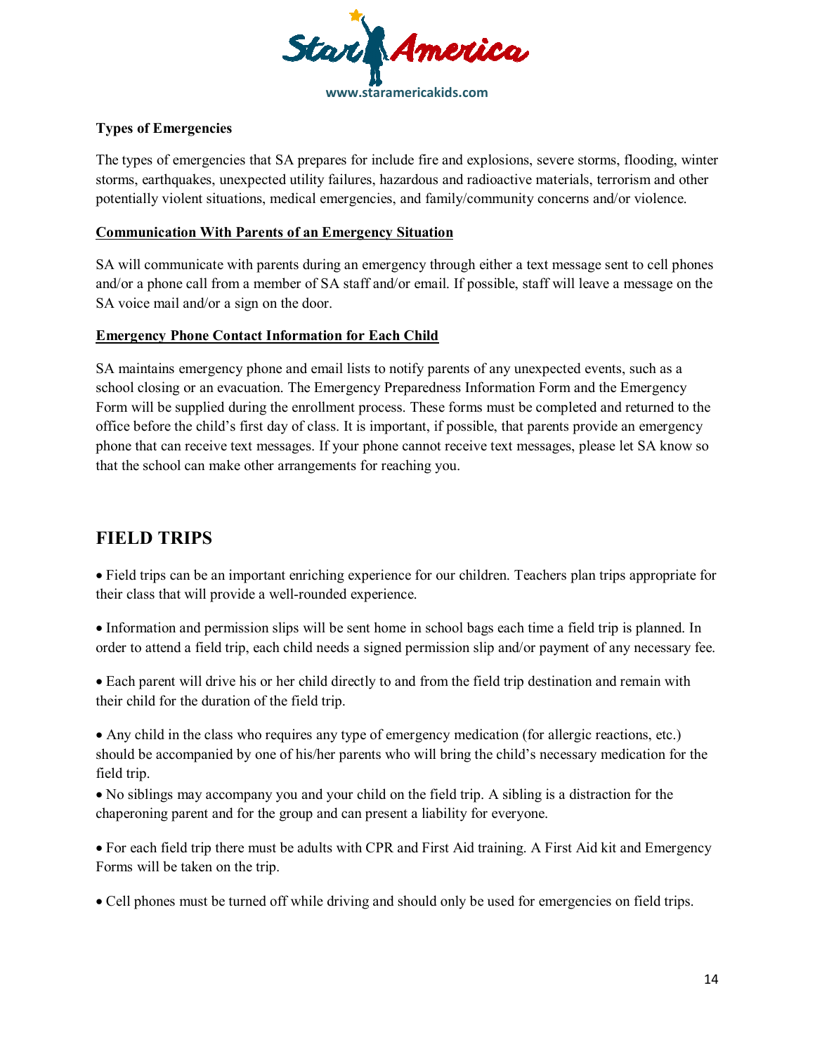**Types of Emergencies**

The types of emergencies that SA prepares for include fire and explosions, severe storms, flooding, winter storms, earthquakes, unexpected utility failures, hazardous and radioactive materials, terrorism and other potentially violent situations, medical emergencies, and family/community concerns and/or violence.

**Communication With Parents of an Emergency Situation**

SA will communicate with parents during an emergency through either a text message sent to cell phones and/or a phone call from a member of SA staff and/or email. If possible, staff will leave a message on the SA voice mail and/or a sign on the door.

**Emergency Phone Contact Information for Each Child**

SA maintains emergency phone and email lists to notify parents of any unexpected events, such as a school closing or an evacuation. The Emergency Preparedness Information Form and the Emergency Form will be supplied during the enrollment process. These forms must be completed and returned to the office before the child's first day of class. It is important, if possible, that parents provide an emergency phone that can receive text messages. If your phone cannot receive text messages, please let SA know so that the school can make other arrangements for reaching you.

## FIELD TRIPS

- Field trips can be an important enriching experience for our children. Teachers plan trips appropriate for their class that will provide a well-rounded experience.
- Information and permission slips will be sent home in school bags each time a field trip is planned. In order to attend a field trip, each child needs a signed permission slip and/or payment of any necessary fee.
- Each parent will drive his or her child directly to and from the field trip destination and remain with their child for the duration of the field trip.
- Any child in the class who requires any type of emergency medication (for allergic reactions, etc.) should be accompanied by one of his/her parents who will bring the child's necessary medication for the field trip.
- No siblings may accompany you and your child on the field trip. A sibling is a distraction for the chaperoning parent and for the group and can present a liability for everyone.
- For each field trip there must be adults with CPR and First Aid training. A First Aid kit and Emergency Forms will be taken on the trip.
- Cell phones must be turned off while driving and should only be used for emergencies on field trips.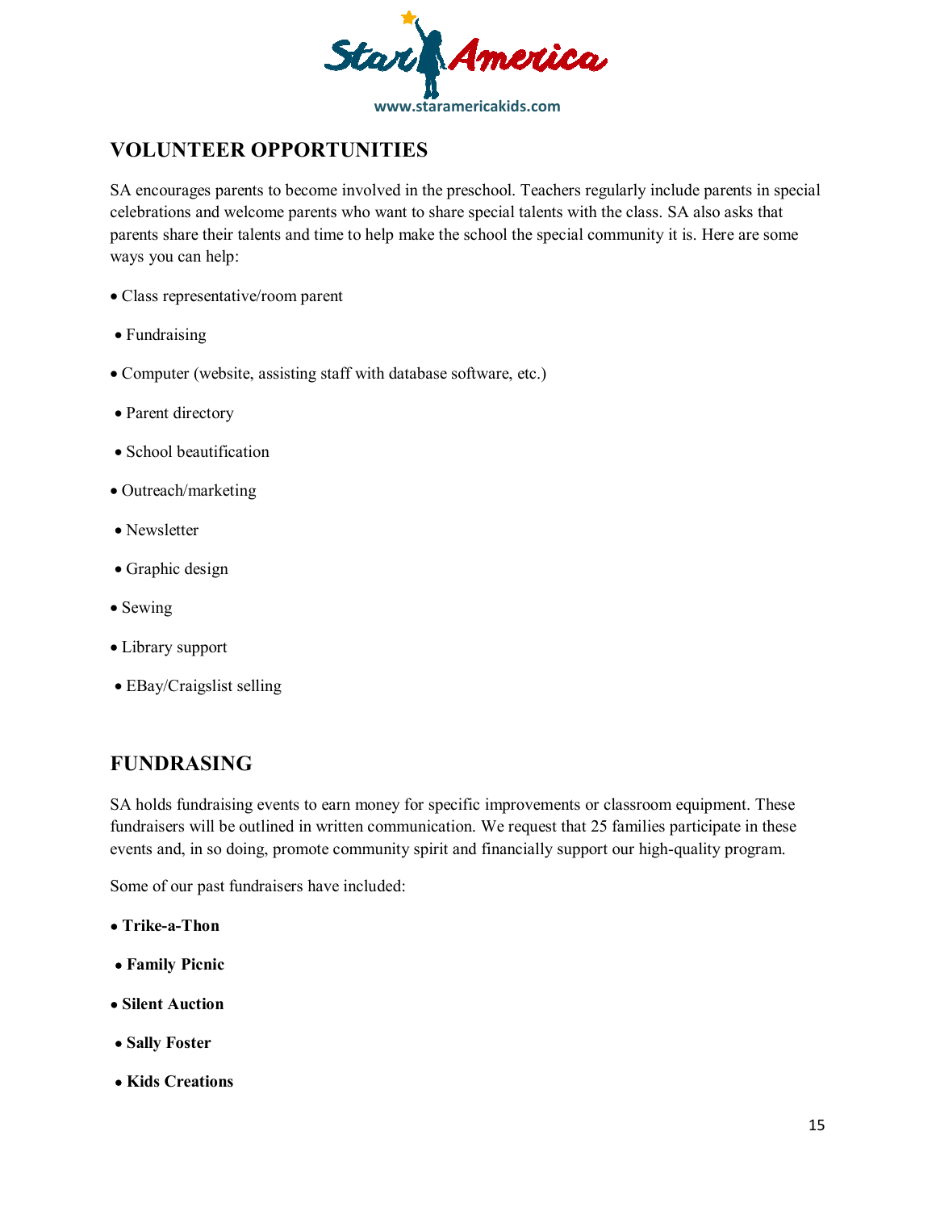## VOLUNTEER OPPORTUNITIES

SA encourages parents to become involved in the preschool. Teachers regularly include parents in special celebrations and welcome parents who want to share special talents with the class. SA also asks that parents share their talents and time to help make the school the special community it is. Here are some ways you can help:

- Class representative/room parent
- Fundraising
- Computer (website, assisting staff with database software, etc.)
- Parent directory
- School beautification
- Outreach/marketing
- Newsletter
- Graphic design
- Sewing
- Library support
- EBay/Craigslist selling

## FUNDRASING

SA holds fundraising events to earn money for specific improvements or classroom equipment. These fundraisers will be outlined in written communication. We request that 25 families participate in these events and, in so doing, promote community spirit and financially support our high-quality program.

Some of our past fundraisers have included:

- **Trike-a-Thon**
- **Family Picnic**
- **Silent Auction**
- **Sally Foster**
- **Kids Creations**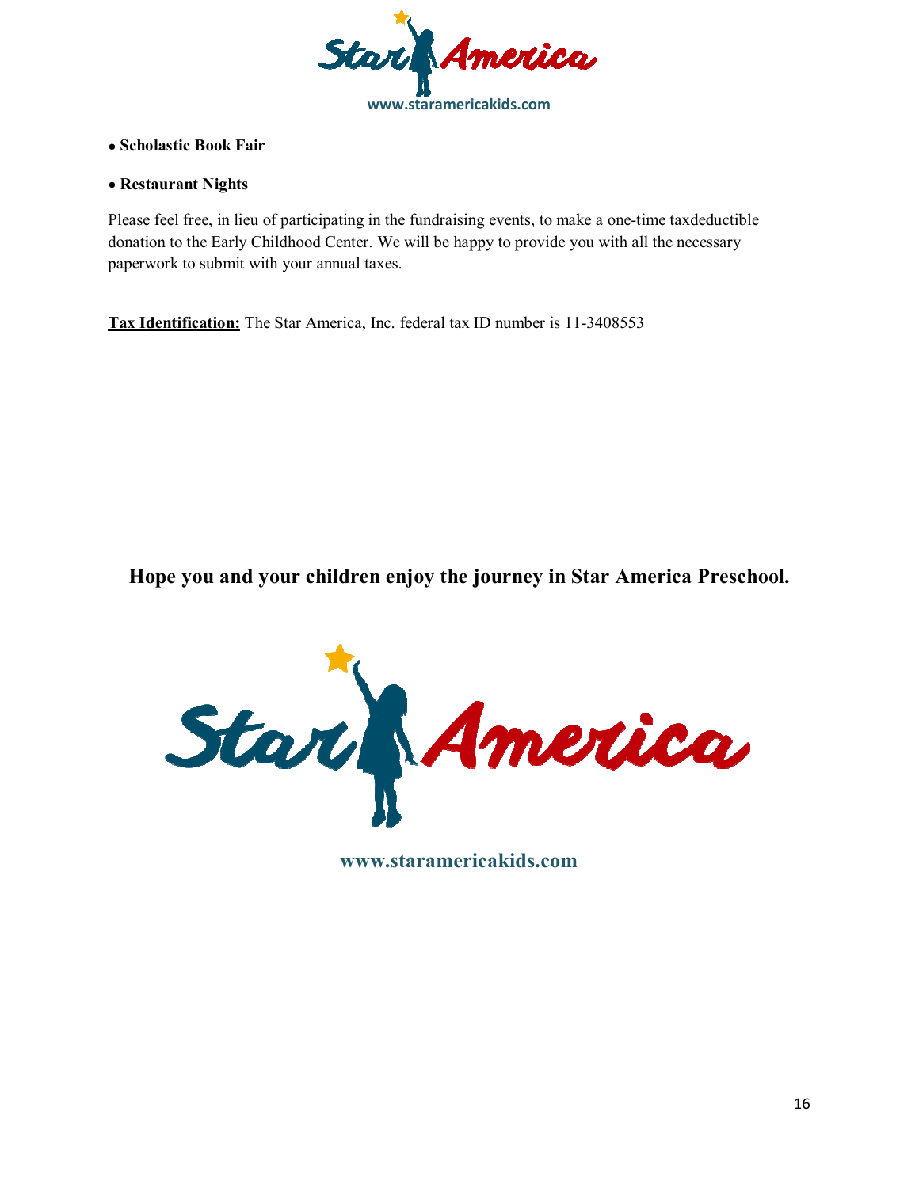- **Scholastic Book Fair**
- **Restaurant Nights**

Please feel free, in lieu of participating in the fundraising events, to make a one-time taxdeductible donation to the Early Childhood Center. We will be happy to provide you with all the necessary paperwork to submit with your annual taxes.

**Tax Identification:** The Star America, Inc. federal tax ID number is 11-3408553

**Hope you and your children enjoy the journey in Star America Preschool.**

Star America

**www.staramericakids.com**